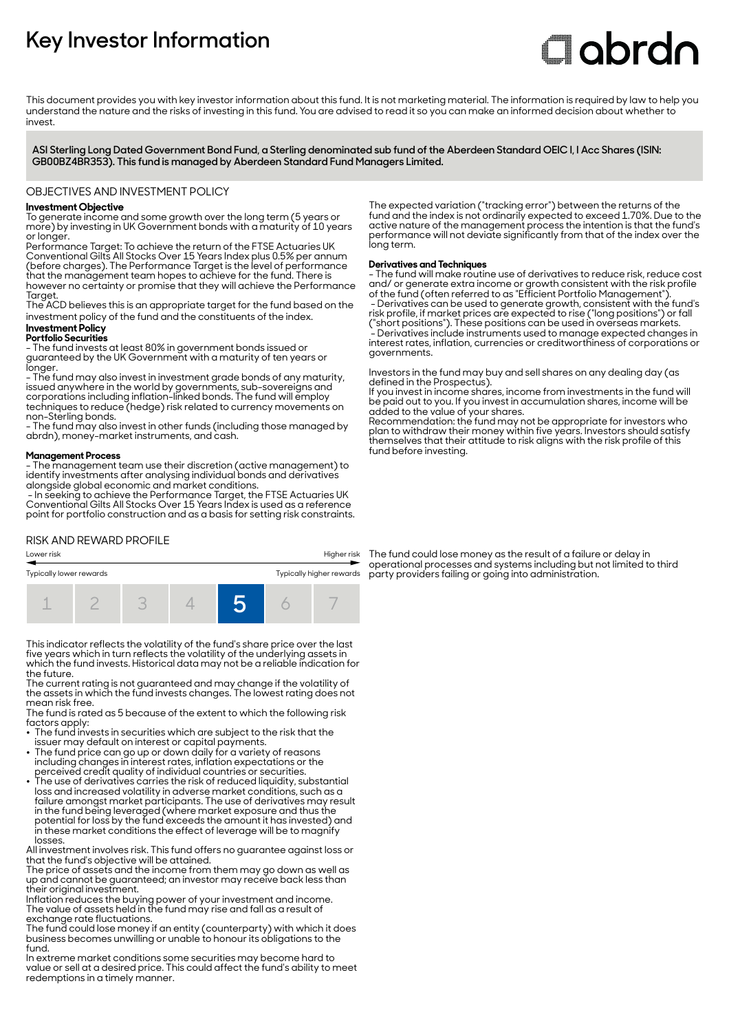# Key Investor Information

This document provides you with key investor information about this fund. It is not marketing material. The information is required by law to help you understand the nature and the risks of investing in this fund. You are advised to read it so you can make an informed decision about whether to invest.

**ASI Sterling Long Dated Government Bond Fund, a Sterling denominated sub fund of the Aberdeen Standard OEIC I, I Acc Shares (ISIN: GB00BZ4BR353). This fund is managed by Aberdeen Standard Fund Managers Limited.**

## OBJECTIVES AND INVESTMENT POLICY

**Investment Objective**

To generate income and some growth over the long term (5 years or more) by investing in UK Government bonds with a maturity of 10 years or longer.

Performance Target: To achieve the return of the FTSE Actuaries UK Conventional Gilts All Stocks Over 15 Years Index plus 0.5% per annum (before charges). The Performance Target is the level of performance that the management team hopes to achieve for the fund. There is however no certainty or promise that they will achieve the Performance Target.

The ACD believes this is an appropriate target for the fund based on the investment policy of the fund and the constituents of the index.

**Investment Policy**

**Portfolio Securities**

- The fund invests at least 80% in government bonds issued or guaranteed by the UK Government with a maturity of ten years or longer.
- The fund may also invest in investment grade bonds of any maturity, issued anywhere in the world by governments, sub-sovereigns and corporations including inflation-linked bonds. The fund will employ techniques to reduce (hedge) risk related to currency movements on non-Sterling bonds.
- The fund may also invest in other funds (including those managed by abrdn), money-market instruments, and cash.

**Management Process**

- The management team use their discretion (active management) to identify investments after analysing individual bonds and derivatives alongside global economic and market conditions.
- In seeking to achieve the Performance Target, the FTSE Actuaries UK Conventional Gilts All Stocks Over 15 Years Index is used as a reference point for portfolio construction and as a basis for setting risk constraints.

The expected variation ("tracking error") between the returns of the fund and the index is not ordinarily expected to exceed 1.70%. Due to the active nature of the management process the intention is that the fund's performance will not deviate significantly from that of the index over the long term.

**Derivatives and Techniques**

- The fund will make routine use of derivatives to reduce risk, reduce cost and/ or generate extra income or growth consistent with the risk profile of the fund (often referred to as "Efficient Portfolio Management").
- Derivatives can be used to generate growth, consistent with the fund's risk profile, if market prices are expected to rise ("long positions") or fall ("short positions"). These positions can be used in overseas markets.
- Derivatives include instruments used to manage expected changes in interest rates, inflation, currencies or creditworthiness of corporations or governments.

Investors in the fund may buy and sell shares on any dealing day (as defined in the Prospectus).

If you invest in income shares, income from investments in the fund will be paid out to you. If you invest in accumulation shares, income will be added to the value of your shares.

Recommendation: the fund may not be appropriate for investors who plan to withdraw their money within five years. Investors should satisfy themselves that their attitude to risk aligns with the risk profile of this fund before investing.

## RISK AND REWARD PROFILE

Lower risk — Higher risk

Typically lower rewards — Typically higher rewards

| 1 | 2 | 3 | 4 | **5** | 6 | 7 |
|---|---|---|---|---|---|---|

This indicator reflects the volatility of the fund's share price over the last five years which in turn reflects the volatility of the underlying assets in which the fund invests. Historical data may not be a reliable indication for the future.

The current rating is not guaranteed and may change if the volatility of the assets in which the fund invests changes. The lowest rating does not mean risk free.

The fund is rated as 5 because of the extent to which the following risk factors apply:

- The fund invests in securities which are subject to the risk that the issuer may default on interest or capital payments.
- The fund price can go up or down daily for a variety of reasons including changes in interest rates, inflation expectations or the perceived credit quality of individual countries or securities.
- The use of derivatives carries the risk of reduced liquidity, substantial loss and increased volatility in adverse market conditions, such as a failure amongst market participants. The use of derivatives may result in the fund being leveraged (where market exposure and thus the potential for loss by the fund exceeds the amount it has invested) and in these market conditions the effect of leverage will be to magnify losses.

All investment involves risk. This fund offers no guarantee against loss or that the fund's objective will be attained.

The price of assets and the income from them may go down as well as up and cannot be guaranteed; an investor may receive back less than their original investment.

Inflation reduces the buying power of your investment and income.

The value of assets held in the fund may rise and fall as a result of exchange rate fluctuations.

The fund could lose money if an entity (counterparty) with which it does business becomes unwilling or unable to honour its obligations to the fund.

In extreme market conditions some securities may become hard to value or sell at a desired price. This could affect the fund's ability to meet redemptions in a timely manner.

The fund could lose money as the result of a failure or delay in operational processes and systems including but not limited to third party providers failing or going into administration.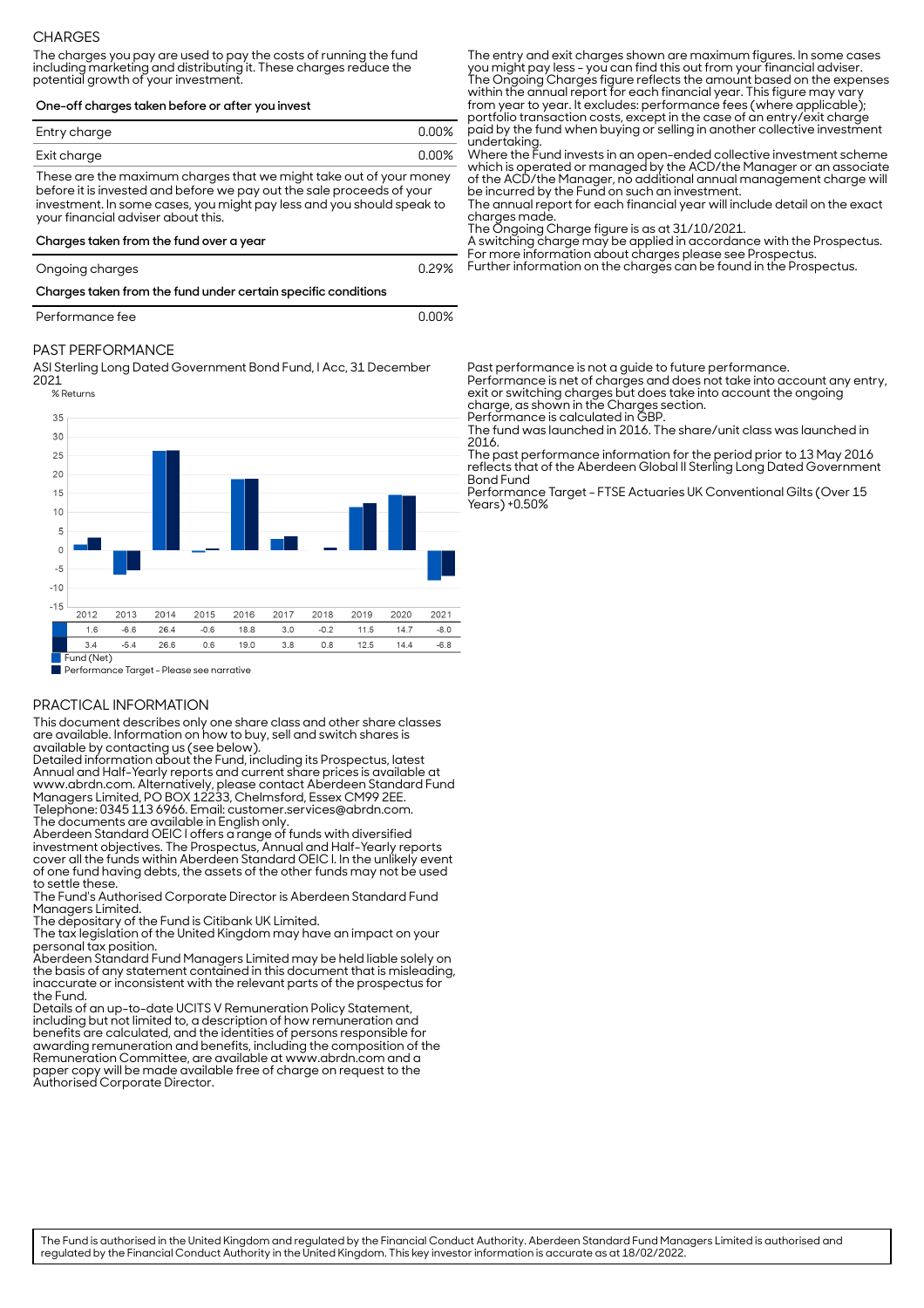## CHARGES

The charges you pay are used to pay the costs of running the fund including marketing and distributing it. These charges reduce the potential growth of your investment.

| One-off charges taken before or after you invest | |
|---|---|
| Entry charge | 0.00% |
| Exit charge | 0.00% |

These are the maximum charges that we might take out of your money before it is invested and before we pay out the sale proceeds of your investment. In some cases, you might pay less and you should speak to your financial adviser about this.

| Charges taken from the fund over a year | |
|---|---|
| Ongoing charges | 0.29% |

| Charges taken from the fund under certain specific conditions | |
|---|---|
| Performance fee | 0.00% |

The entry and exit charges shown are maximum figures. In some cases you might pay less - you can find this out from your financial adviser. The Ongoing Charges figure reflects the amount based on the expenses within the annual report for each financial year. This figure may vary from year to year. It excludes: performance fees (where applicable); portfolio transaction costs, except in the case of an entry/exit charge paid by the fund when buying or selling in another collective investment undertaking.
Where the Fund invests in an open-ended collective investment scheme which is operated or managed by the ACD/the Manager or an associate of the ACD/the Manager, no additional annual management charge will be incurred by the Fund on such an investment.
The annual report for each financial year will include detail on the exact charges made.
The Ongoing Charge figure is as at 31/10/2021.
A switching charge may be applied in accordance with the Prospectus.
For more information about charges please see Prospectus.
Further information on the charges can be found in the Prospectus.

## PAST PERFORMANCE

ASI Sterling Long Dated Government Bond Fund, I Acc, 31 December 2021

% Returns

35
30
25
20
15
10
5
0
-5
-10
-15

2012 2013 2014 2015 2016 2017 2018 2019 2020 2021

Fund (Net): 1.6 -6.6 26.4 -0.6 18.8 3.0 -0.2 11.5 14.7 -8.0

Performance Target - Please see narrative: 3.4 -5.4 26.6 0.6 19.0 3.8 0.8 12.5 14.4 -6.8

Past performance is not a guide to future performance.
Performance is net of charges and does not take into account any entry, exit or switching charges but does take into account the ongoing charge, as shown in the Charges section.
Performance is calculated in GBP.
The fund was launched in 2016. The share/unit class was launched in 2016.
The past performance information for the period prior to 13 May 2016 reflects that of the Aberdeen Global II Sterling Long Dated Government Bond Fund
Performance Target - FTSE Actuaries UK Conventional Gilts (Over 15 Years) +0.50%

## PRACTICAL INFORMATION

This document describes only one share class and other share classes are available. Information on how to buy, sell and switch shares is available by contacting us (see below).
Detailed information about the Fund, including its Prospectus, latest Annual and Half-Yearly reports and current share prices is available at www.abrdn.com. Alternatively, please contact Aberdeen Standard Fund Managers Limited, PO BOX 12233, Chelmsford, Essex CM99 2EE. Telephone: 0345 113 6966. Email: customer.services@abrdn.com.
The documents are available in English only.
Aberdeen Standard OEIC I offers a range of funds with diversified investment objectives. The Prospectus, Annual and Half-Yearly reports cover all the funds within Aberdeen Standard OEIC I. In the unlikely event of one fund having debts, the assets of the other funds may not be used to settle these.
The Fund's Authorised Corporate Director is Aberdeen Standard Fund Managers Limited.
The depositary of the Fund is Citibank UK Limited.
The tax legislation of the United Kingdom may have an impact on your personal tax position.
Aberdeen Standard Fund Managers Limited may be held liable solely on the basis of any statement contained in this document that is misleading, inaccurate or inconsistent with the relevant parts of the prospectus for the Fund.
Details of an up-to-date UCITS V Remuneration Policy Statement, including but not limited to, a description of how remuneration and benefits are calculated, and the identities of persons responsible for awarding remuneration and benefits, including the composition of the Remuneration Committee, are available at www.abrdn.com and a paper copy will be made available free of charge on request to the Authorised Corporate Director.

The Fund is authorised in the United Kingdom and regulated by the Financial Conduct Authority. Aberdeen Standard Fund Managers Limited is authorised and regulated by the Financial Conduct Authority in the United Kingdom. This key investor information is accurate as at 18/02/2022.